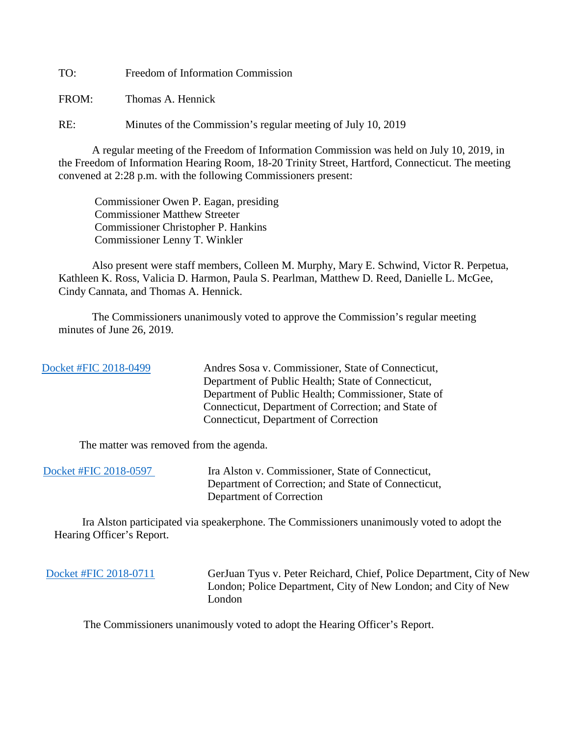TO: Freedom of Information Commission

FROM: Thomas A. Hennick

RE: Minutes of the Commission's regular meeting of July 10, 2019

A regular meeting of the Freedom of Information Commission was held on July 10, 2019, in the Freedom of Information Hearing Room, 18-20 Trinity Street, Hartford, Connecticut. The meeting convened at 2:28 p.m. with the following Commissioners present:

Commissioner Owen P. Eagan, presiding
Commissioner Matthew Streeter
Commissioner Christopher P. Hankins
Commissioner Lenny T. Winkler

Also present were staff members, Colleen M. Murphy, Mary E. Schwind, Victor R. Perpetua, Kathleen K. Ross, Valicia D. Harmon, Paula S. Pearlman, Matthew D. Reed, Danielle L. McGee, Cindy Cannata, and Thomas A. Hennick.

The Commissioners unanimously voted to approve the Commission's regular meeting minutes of June 26, 2019.

Docket #FIC 2018-0499 — Andres Sosa v. Commissioner, State of Connecticut, Department of Public Health; State of Connecticut, Department of Public Health; Commissioner, State of Connecticut, Department of Correction; and State of Connecticut, Department of Correction

The matter was removed from the agenda.

Docket #FIC 2018-0597 — Ira Alston v. Commissioner, State of Connecticut, Department of Correction; and State of Connecticut, Department of Correction

Ira Alston participated via speakerphone. The Commissioners unanimously voted to adopt the Hearing Officer's Report.

Docket #FIC 2018-0711 — GerJuan Tyus v. Peter Reichard, Chief, Police Department, City of New London; Police Department, City of New London; and City of New London

The Commissioners unanimously voted to adopt the Hearing Officer's Report.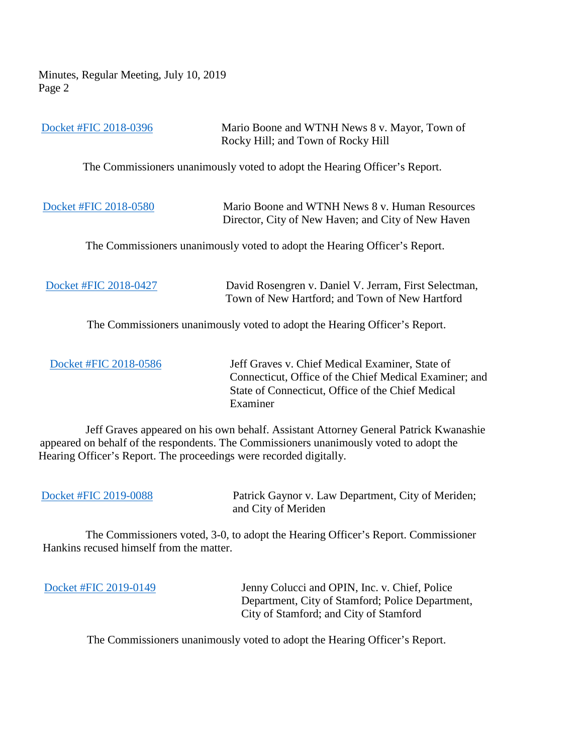Docket #FIC 2018-0396 — Mario Boone and WTNH News 8 v. Mayor, Town of Rocky Hill; and Town of Rocky Hill

The Commissioners unanimously voted to adopt the Hearing Officer's Report.

Docket #FIC 2018-0580 — Mario Boone and WTNH News 8 v. Human Resources Director, City of New Haven; and City of New Haven

The Commissioners unanimously voted to adopt the Hearing Officer's Report.

Docket #FIC 2018-0427 — David Rosengren v. Daniel V. Jerram, First Selectman, Town of New Hartford; and Town of New Hartford

The Commissioners unanimously voted to adopt the Hearing Officer's Report.

Docket #FIC 2018-0586 — Jeff Graves v. Chief Medical Examiner, State of Connecticut, Office of the Chief Medical Examiner; and State of Connecticut, Office of the Chief Medical Examiner

Jeff Graves appeared on his own behalf. Assistant Attorney General Patrick Kwanashie appeared on behalf of the respondents. The Commissioners unanimously voted to adopt the Hearing Officer's Report. The proceedings were recorded digitally.

Docket #FIC 2019-0088 — Patrick Gaynor v. Law Department, City of Meriden; and City of Meriden

The Commissioners voted, 3-0, to adopt the Hearing Officer's Report. Commissioner Hankins recused himself from the matter.

Docket #FIC 2019-0149 — Jenny Colucci and OPIN, Inc. v. Chief, Police Department, City of Stamford; Police Department, City of Stamford; and City of Stamford

The Commissioners unanimously voted to adopt the Hearing Officer's Report.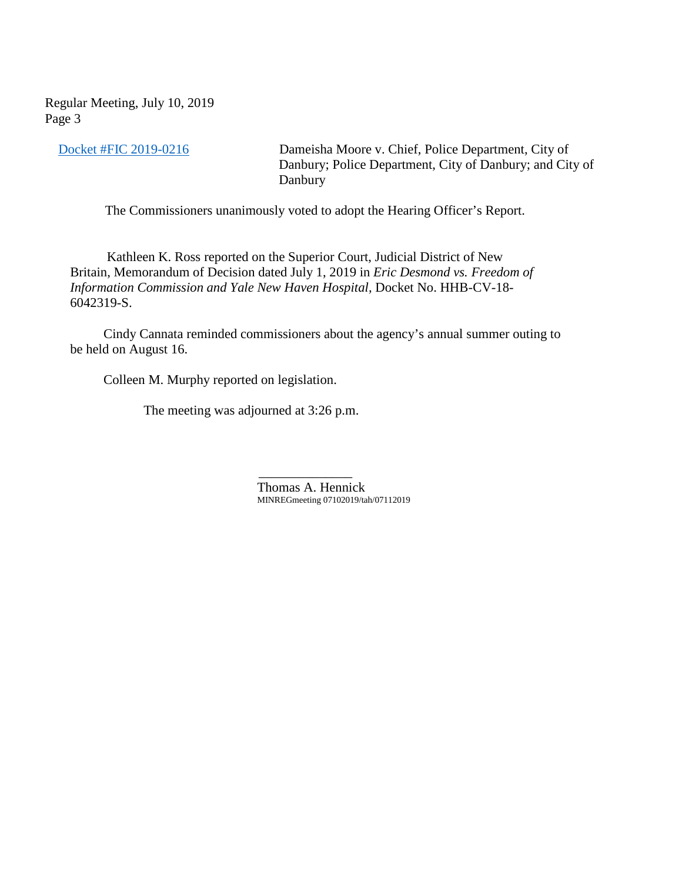[Docket #FIC 2019-0216](#) Dameisha Moore v. Chief, Police Department, City of Danbury; Police Department, City of Danbury; and City of Danbury

The Commissioners unanimously voted to adopt the Hearing Officer's Report.

Kathleen K. Ross reported on the Superior Court, Judicial District of New Britain, Memorandum of Decision dated July 1, 2019 in *Eric Desmond vs. Freedom of Information Commission and Yale New Haven Hospital*, Docket No. HHB-CV-18-6042319-S.

Cindy Cannata reminded commissioners about the agency's annual summer outing to be held on August 16.

Colleen M. Murphy reported on legislation.

The meeting was adjourned at 3:26 p.m.

\_\_\_\_\_\_\_\_\_\_\_\_\_\_
Thomas A. Hennick
MINREGmeeting 07102019/tah/07112019